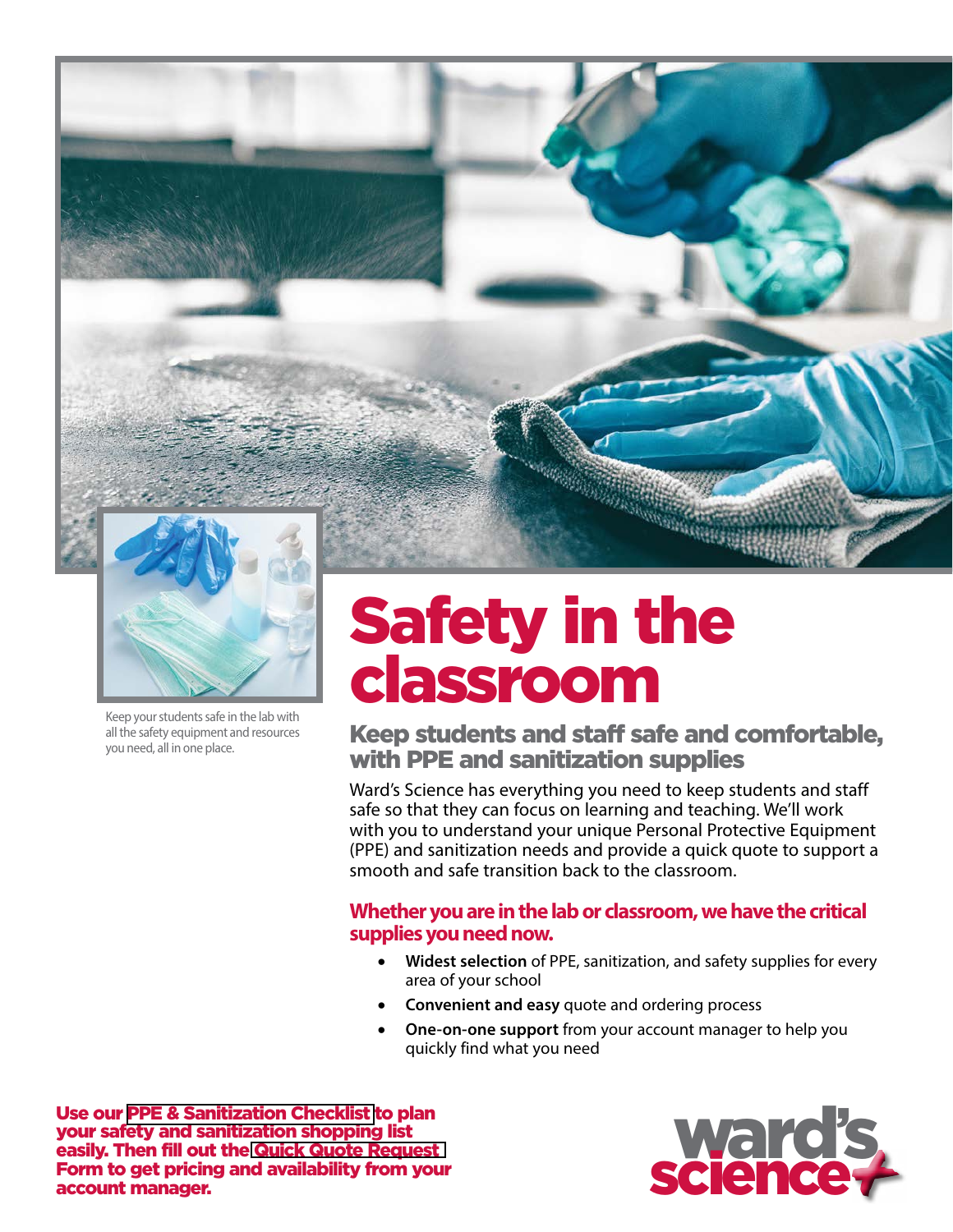Keep your students safe in the lab with all the safety equipment and resources you need, all in one place.

# Safety in the classroom

## Keep students and staff safe and comfortable, with PPE and sanitization supplies

Ward's Science has everything you need to keep students and staff safe so that they can focus on learning and teaching. We'll work with you to understand your unique Personal Protective Equipment (PPE) and sanitization needs and provide a quick quote to support a smooth and safe transition back to the classroom.

### Whether you are in the lab or classroom, we have the critical supplies you need now.

- **Widest selection** of PPE, sanitization, and safety supplies for every area of your school
- **Convenient and easy** quote and ordering process
- **One-on-one support** from your account manager to help you quickly find what you need

**Use our PPE & Sanitization Checklist to plan your safety and sanitization shopping list easily. Then fill out the Quick Quote Request Form to get pricing and availability from your account manager.**

ward's science+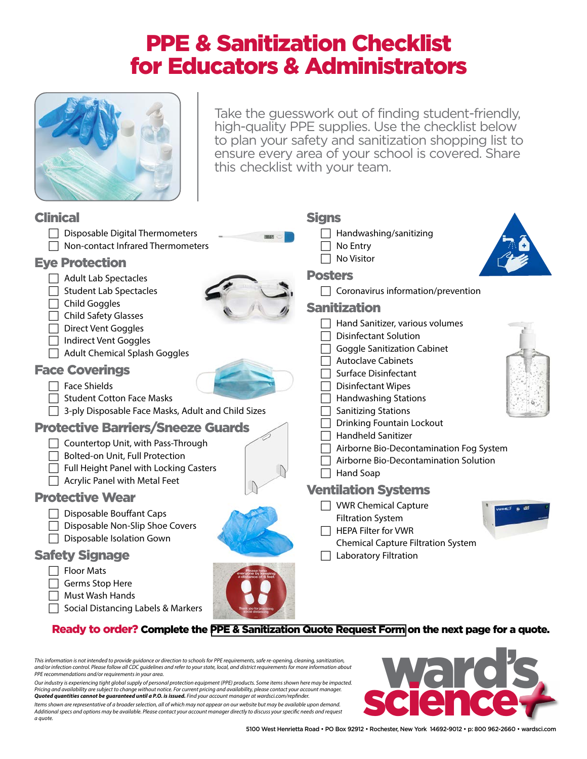# PPE & Sanitization Checklist for Educators & Administrators

Take the guesswork out of finding student-friendly, high-quality PPE supplies. Use the checklist below to plan your safety and sanitization shopping list to ensure every area of your school is covered. Share this checklist with your team.

## Clinical

- ☐ Disposable Digital Thermometers
- ☐ Non-contact Infrared Thermometers

## Eye Protection

- ☐ Adult Lab Spectacles
- ☐ Student Lab Spectacles
- ☐ Child Goggles
- ☐ Child Safety Glasses
- ☐ Direct Vent Goggles
- ☐ Indirect Vent Goggles
- ☐ Adult Chemical Splash Goggles

## Face Coverings

- ☐ Face Shields
- ☐ Student Cotton Face Masks
- ☐ 3-ply Disposable Face Masks, Adult and Child Sizes

## Protective Barriers/Sneeze Guards

- ☐ Countertop Unit, with Pass-Through
- ☐ Bolted-on Unit, Full Protection
- ☐ Full Height Panel with Locking Casters
- ☐ Acrylic Panel with Metal Feet

## Protective Wear

- ☐ Disposable Bouffant Caps
- ☐ Disposable Non-Slip Shoe Covers
- ☐ Disposable Isolation Gown

## Safety Signage

- ☐ Floor Mats
- ☐ Germs Stop Here
- ☐ Must Wash Hands
- ☐ Social Distancing Labels & Markers

## Signs

- ☐ Handwashing/sanitizing
- ☐ No Entry
- ☐ No Visitor

## Posters

- ☐ Coronavirus information/prevention

## Sanitization

- ☐ Hand Sanitizer, various volumes
- ☐ Disinfectant Solution
- ☐ Goggle Sanitization Cabinet
- ☐ Autoclave Cabinets
- ☐ Surface Disinfectant
- ☐ Disinfectant Wipes
- ☐ Handwashing Stations
- ☐ Sanitizing Stations
- ☐ Drinking Fountain Lockout
- ☐ Handheld Sanitizer
- ☐ Airborne Bio-Decontamination Fog System
- ☐ Airborne Bio-Decontamination Solution
- ☐ Hand Soap

## Ventilation Systems

- ☐ VWR Chemical Capture Filtration System
- ☐ HEPA Filter for VWR Chemical Capture Filtration System
- ☐ Laboratory Filtration

**Ready to order? Complete the PPE & Sanitization Quote Request Form on the next page for a quote.**

*This information is not intended to provide guidance or direction to schools for PPE requirements, safe re-opening, cleaning, sanitization, and/or infection control. Please follow all CDC guidelines and refer to your state, local, and district requirements for more information about PPE recommendations and/or requirements in your area.*

*Our industry is experiencing tight global supply of personal protection equipment (PPE) products. Some items shown here may be impacted. Pricing and availability are subject to change without notice. For current pricing and availability, please contact your account manager.* ***Quoted quantities cannot be guaranteed until a P.O. is issued.*** *Find your account manager at wardsci.com/repfinder.*

*Items shown are representative of a broader selection, all of which may not appear on our website but may be available upon demand. Additional specs and options may be available. Please contact your account manager directly to discuss your specific needs and request a quote.*

ward's science

5100 West Henrietta Road • PO Box 92912 • Rochester, New York 14692-9012 • p: 800 962-2660 • wardsci.com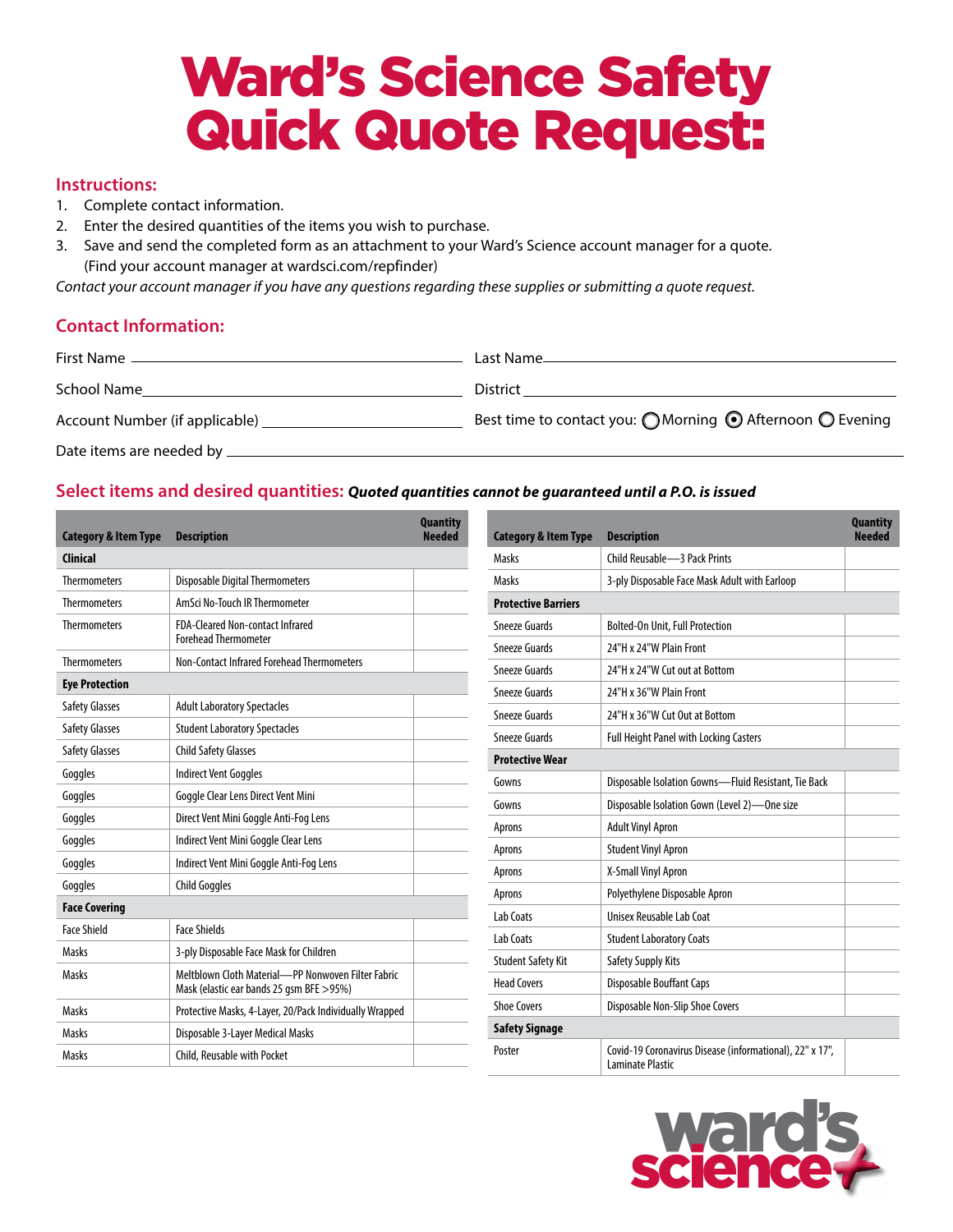# Ward's Science Safety Quick Quote Request:

## Instructions:

1. Complete contact information.
2. Enter the desired quantities of the items you wish to purchase.
3. Save and send the completed form as an attachment to your Ward's Science account manager for a quote. (Find your account manager at wardsci.com/repfinder)

*Contact your account manager if you have any questions regarding these supplies or submitting a quote request.*

## Contact Information:

First Name ______________________ Last Name ______________________

School Name ______________________ District ______________________

Account Number (if applicable) ______________________ Best time to contact you: ○ Morning ◉ Afternoon ○ Evening

Date items are needed by ______________________

## Select items and desired quantities: ***Quoted quantities cannot be guaranteed until a P.O. is issued***

| Category & Item Type | Description | Quantity Needed |
|---|---|---|
| **Clinical** | | |
| Thermometers | Disposable Digital Thermometers | |
| Thermometers | AmSci No-Touch IR Thermometer | |
| Thermometers | FDA-Cleared Non-contact Infrared Forehead Thermometer | |
| Thermometers | Non-Contact Infrared Forehead Thermometers | |
| **Eye Protection** | | |
| Safety Glasses | Adult Laboratory Spectacles | |
| Safety Glasses | Student Laboratory Spectacles | |
| Safety Glasses | Child Safety Glasses | |
| Goggles | Indirect Vent Goggles | |
| Goggles | Goggle Clear Lens Direct Vent Mini | |
| Goggles | Direct Vent Mini Goggle Anti-Fog Lens | |
| Goggles | Indirect Vent Mini Goggle Clear Lens | |
| Goggles | Indirect Vent Mini Goggle Anti-Fog Lens | |
| Goggles | Child Goggles | |
| **Face Covering** | | |
| Face Shield | Face Shields | |
| Masks | 3-ply Disposable Face Mask for Children | |
| Masks | Meltblown Cloth Material—PP Nonwoven Filter Fabric Mask (elastic ear bands 25 gsm BFE >95%) | |
| Masks | Protective Masks, 4-Layer, 20/Pack Individually Wrapped | |
| Masks | Disposable 3-Layer Medical Masks | |
| Masks | Child, Reusable with Pocket | |

| Category & Item Type | Description | Quantity Needed |
|---|---|---|
| Masks | Child Reusable—3 Pack Prints | |
| Masks | 3-ply Disposable Face Mask Adult with Earloop | |
| **Protective Barriers** | | |
| Sneeze Guards | Bolted-On Unit, Full Protection | |
| Sneeze Guards | 24"H x 24"W Plain Front | |
| Sneeze Guards | 24"H x 24"W Cut out at Bottom | |
| Sneeze Guards | 24"H x 36"W Plain Front | |
| Sneeze Guards | 24"H x 36"W Cut Out at Bottom | |
| Sneeze Guards | Full Height Panel with Locking Casters | |
| **Protective Wear** | | |
| Gowns | Disposable Isolation Gowns—Fluid Resistant, Tie Back | |
| Gowns | Disposable Isolation Gown (Level 2)—One size | |
| Aprons | Adult Vinyl Apron | |
| Aprons | Student Vinyl Apron | |
| Aprons | X-Small Vinyl Apron | |
| Aprons | Polyethylene Disposable Apron | |
| Lab Coats | Unisex Reusable Lab Coat | |
| Lab Coats | Student Laboratory Coats | |
| Student Safety Kit | Safety Supply Kits | |
| Head Covers | Disposable Bouffant Caps | |
| Shoe Covers | Disposable Non-Slip Shoe Covers | |
| **Safety Signage** | | |
| Poster | Covid-19 Coronavirus Disease (informational), 22" x 17", Laminate Plastic | |

ward's science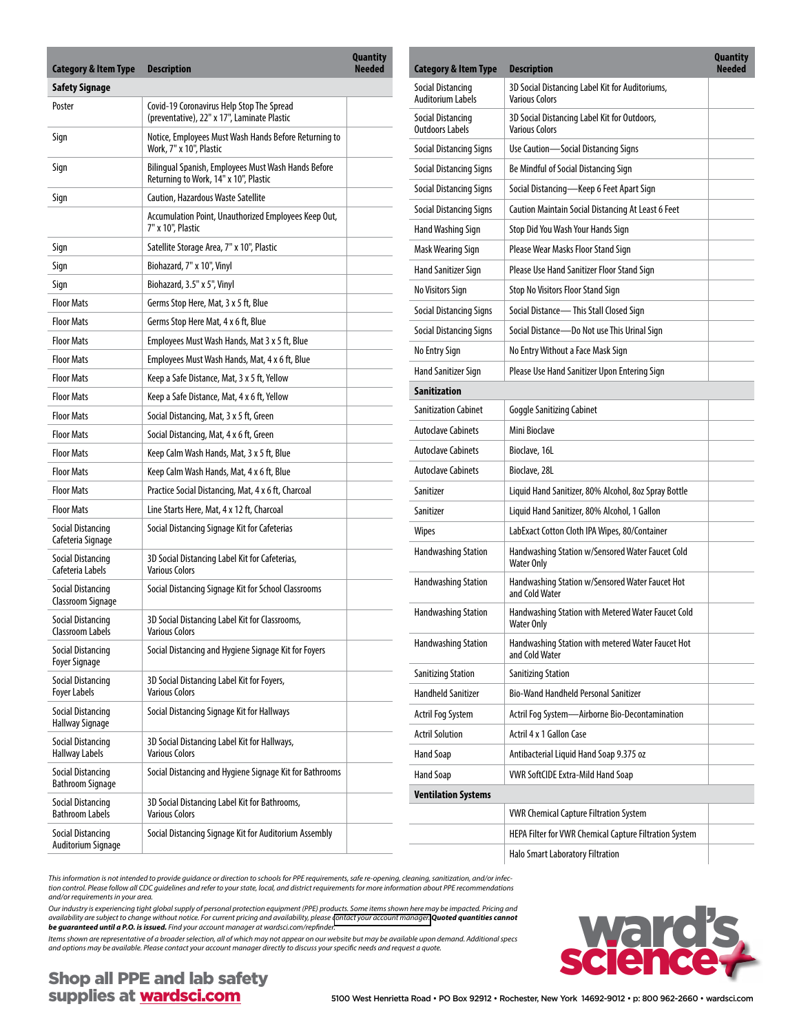| Category & Item Type | Description | Quantity Needed |
|---|---|---|
| **Safety Signage** | | |
| Poster | Covid-19 Coronavirus Help Stop The Spread (preventative), 22" x 17", Laminate Plastic | |
| Sign | Notice, Employees Must Wash Hands Before Returning to Work, 7" x 10", Plastic | |
| Sign | Bilingual Spanish, Employees Must Wash Hands Before Returning to Work, 14" x 10", Plastic | |
| Sign | Caution, Hazardous Waste Satellite | |
| | Accumulation Point, Unauthorized Employees Keep Out, 7" x 10", Plastic | |
| Sign | Satellite Storage Area, 7" x 10", Plastic | |
| Sign | Biohazard, 7" x 10", Vinyl | |
| Sign | Biohazard, 3.5" x 5", Vinyl | |
| Floor Mats | Germs Stop Here, Mat, 3 x 5 ft, Blue | |
| Floor Mats | Germs Stop Here Mat, 4 x 6 ft, Blue | |
| Floor Mats | Employees Must Wash Hands, Mat 3 x 5 ft, Blue | |
| Floor Mats | Employees Must Wash Hands, Mat, 4 x 6 ft, Blue | |
| Floor Mats | Keep a Safe Distance, Mat, 3 x 5 ft, Yellow | |
| Floor Mats | Keep a Safe Distance, Mat, 4 x 6 ft, Yellow | |
| Floor Mats | Social Distancing, Mat, 3 x 5 ft, Green | |
| Floor Mats | Social Distancing, Mat, 4 x 6 ft, Green | |
| Floor Mats | Keep Calm Wash Hands, Mat, 3 x 5 ft, Blue | |
| Floor Mats | Keep Calm Wash Hands, Mat, 4 x 6 ft, Blue | |
| Floor Mats | Practice Social Distancing, Mat, 4 x 6 ft, Charcoal | |
| Floor Mats | Line Starts Here, Mat, 4 x 12 ft, Charcoal | |
| Social Distancing Cafeteria Signage | Social Distancing Signage Kit for Cafeterias | |
| Social Distancing Cafeteria Labels | 3D Social Distancing Label Kit for Cafeterias, Various Colors | |
| Social Distancing Classroom Signage | Social Distancing Signage Kit for School Classrooms | |
| Social Distancing Classroom Labels | 3D Social Distancing Label Kit for Classrooms, Various Colors | |
| Social Distancing Foyer Signage | Social Distancing and Hygiene Signage Kit for Foyers | |
| Social Distancing Foyer Labels | 3D Social Distancing Label Kit for Foyers, Various Colors | |
| Social Distancing Hallway Signage | Social Distancing Signage Kit for Hallways | |
| Social Distancing Hallway Labels | 3D Social Distancing Label Kit for Hallways, Various Colors | |
| Social Distancing Bathroom Signage | Social Distancing and Hygiene Signage Kit for Bathrooms | |
| Social Distancing Bathroom Labels | 3D Social Distancing Label Kit for Bathrooms, Various Colors | |
| Social Distancing Auditorium Signage | Social Distancing Signage Kit for Auditorium Assembly | |
| Social Distancing Auditorium Labels | 3D Social Distancing Label Kit for Auditoriums, Various Colors | |
| Social Distancing Outdoors Labels | 3D Social Distancing Label Kit for Outdoors, Various Colors | |
| Social Distancing Signs | Use Caution—Social Distancing Signs | |
| Social Distancing Signs | Be Mindful of Social Distancing Sign | |
| Social Distancing Signs | Social Distancing—Keep 6 Feet Apart Sign | |
| Social Distancing Signs | Caution Maintain Social Distancing At Least 6 Feet | |
| Hand Washing Sign | Stop Did You Wash Your Hands Sign | |
| Mask Wearing Sign | Please Wear Masks Floor Stand Sign | |
| Hand Sanitizer Sign | Please Use Hand Sanitizer Floor Stand Sign | |
| No Visitors Sign | Stop No Visitors Floor Stand Sign | |
| Social Distancing Signs | Social Distance— This Stall Closed Sign | |
| Social Distancing Signs | Social Distance—Do Not use This Urinal Sign | |
| No Entry Sign | No Entry Without a Face Mask Sign | |
| Hand Sanitizer Sign | Please Use Hand Sanitizer Upon Entering Sign | |
| **Sanitization** | | |
| Sanitization Cabinet | Goggle Sanitizing Cabinet | |
| Autoclave Cabinets | Mini Bioclave | |
| Autoclave Cabinets | Bioclave, 16L | |
| Autoclave Cabinets | Bioclave, 28L | |
| Sanitizer | Liquid Hand Sanitizer, 80% Alcohol, 8oz Spray Bottle | |
| Sanitizer | Liquid Hand Sanitizer, 80% Alcohol, 1 Gallon | |
| Wipes | LabExact Cotton Cloth IPA Wipes, 80/Container | |
| Handwashing Station | Handwashing Station w/Sensored Water Faucet Cold Water Only | |
| Handwashing Station | Handwashing Station w/Sensored Water Faucet Hot and Cold Water | |
| Handwashing Station | Handwashing Station with Metered Water Faucet Cold Water Only | |
| Handwashing Station | Handwashing Station with metered Water Faucet Hot and Cold Water | |
| Sanitizing Station | Sanitizing Station | |
| Handheld Sanitizer | Bio-Wand Handheld Personal Sanitizer | |
| Actril Fog System | Actril Fog System—Airborne Bio-Decontamination | |
| Actril Solution | Actril 4 x 1 Gallon Case | |
| Hand Soap | Antibacterial Liquid Hand Soap 9.375 oz | |
| Hand Soap | VWR SoftCIDE Extra-Mild Hand Soap | |
| **Ventilation Systems** | | |
| | VWR Chemical Capture Filtration System | |
| | HEPA Filter for VWR Chemical Capture Filtration System | |
| | Halo Smart Laboratory Filtration | |

*This information is not intended to provide guidance or direction to schools for PPE requirements, safe re-opening, cleaning, sanitization, and/or infection control. Please follow all CDC guidelines and refer to your state, local, and district requirements for more information about PPE recommendations and/or requirements in your area.*

*Our industry is experiencing tight global supply of personal protection equipment (PPE) products. Some items shown here may be impacted. Pricing and availability are subject to change without notice. For current pricing and availability, please contact your account manager.* ***Quoted quantities cannot be guaranteed until a P.O. is issued.*** *Find your account manager at wardsci.com/repfinder.*

*Items shown are representative of a broader selection, all of which may not appear on our website but may be available upon demand. Additional specs and options may be available. Please contact your account manager directly to discuss your specific needs and request a quote.*

**Shop all PPE and lab safety supplies at wardsci.com**

ward's science+

5100 West Henrietta Road • PO Box 92912 • Rochester, New York 14692-9012 • p: 800 962-2660 • wardsci.com